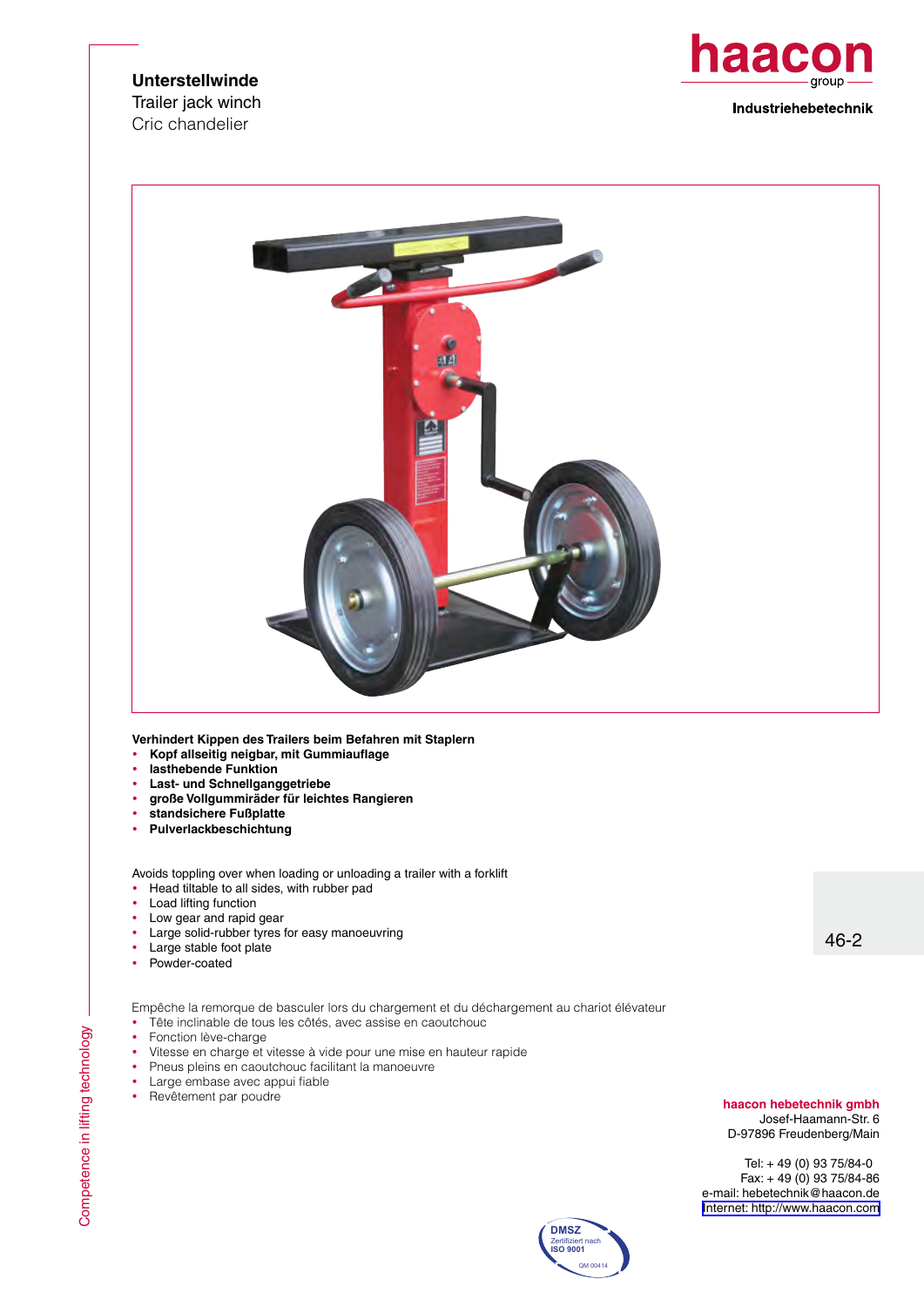# Unterstellwinde

Trailer jack winch

Cric chandelier

haacon group

**Industriehebetechnik**

**Verhindert Kippen des Trailers beim Befahren mit Staplern**

- **Kopf allseitig neigbar, mit Gummiauflage**
- **lasthebende Funktion**
- **Last- und Schnellganggetriebe**
- **große Vollgummiräder für leichtes Rangieren**
- **standsichere Fußplatte**
- **Pulverlackbeschichtung**

Avoids toppling over when loading or unloading a trailer with a forklift

- Head tiltable to all sides, with rubber pad
- Load lifting function
- Low gear and rapid gear
- Large solid-rubber tyres for easy manoeuvring
- Large stable foot plate
- Powder-coated

Empêche la remorque de basculer lors du chargement et du déchargement au chariot élévateur

- Tête inclinable de tous les côtés, avec assise en caoutchouc
- Fonction lève-charge
- Vitesse en charge et vitesse à vide pour une mise en hauteur rapide
- Pneus pleins en caoutchouc facilitant la manoeuvre
- Large embase avec appui fiable
- Revêtement par poudre

46-2

**haacon hebetechnik gmbh**
Josef-Haamann-Str. 6
D-97896 Freudenberg/Main

Tel: + 49 (0) 93 75/84-0
Fax: + 49 (0) 93 75/84-86
e-mail: hebetechnik@haacon.de
Internet: http://www.haacon.com

Competence in lifting technology

DMSZ Zertifiziert nach ISO 9001 QM 00414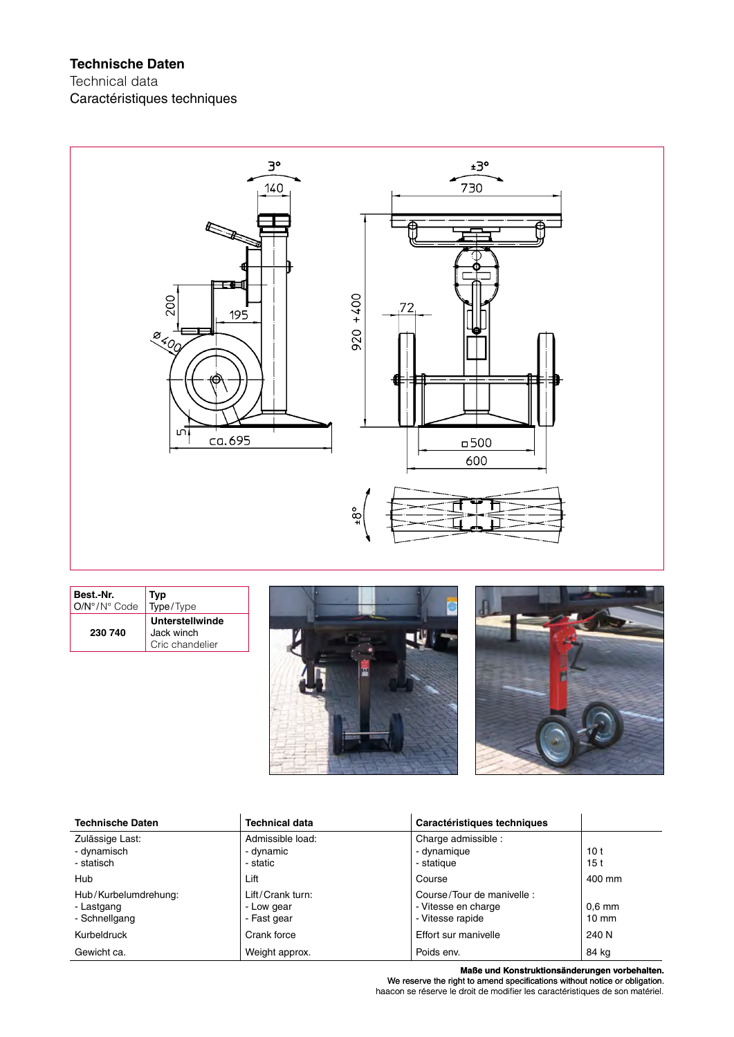**Technische Daten**
Technical data
Caractéristiques techniques

3°
140
±3°
730
200
195
Ø 400
920 +400
72
5
ca. 695
□500
600
±8°

| Best.-Nr. O/N°/N° Code | Typ Type/Type |
|---|---|
| 230 740 | Unterstellwinde Jack winch Cric chandelier |

| Technische Daten | Technical data | Caractéristiques techniques | |
|---|---|---|---|
| Zulässige Last: - dynamisch - statisch | Admissible load: - dynamic - static | Charge admissible : - dynamique - statique | 10 t 15 t |
| Hub | Lift | Course | 400 mm |
| Hub/Kurbelumdrehung: - Lastgang - Schnellgang | Lift/Crank turn: - Low gear - Fast gear | Course/Tour de manivelle : - Vitesse en charge - Vitesse rapide | 0,6 mm 10 mm |
| Kurbeldruck | Crank force | Effort sur manivelle | 240 N |
| Gewicht ca. | Weight approx. | Poids env. | 84 kg |

**Maße und Konstruktionsänderungen vorbehalten.**
We reserve the right to amend specifications without notice or obligation.
haacon se réserve le droit de modifier les caractéristiques de son matériel.